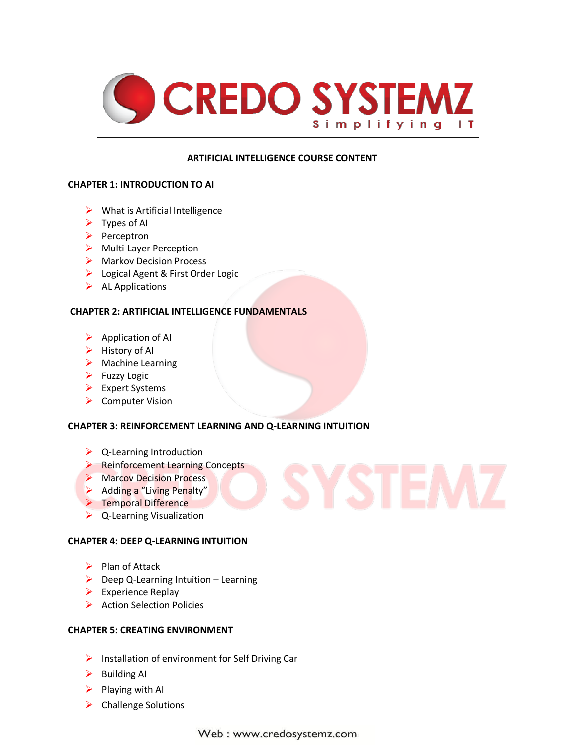# ARTIFICIAL INTELLIGENCE COURSE CONTENT

## CHAPTER 1: INTRODUCTION TO AI

- What is Artificial Intelligence
- Types of AI
- Perceptron
- Multi-Layer Perception
- Markov Decision Process
- Logical Agent & First Order Logic
- AL Applications

## CHAPTER 2: ARTIFICIAL INTELLIGENCE FUNDAMENTALS

- Application of AI
- History of AI
- Machine Learning
- Fuzzy Logic
- Expert Systems
- Computer Vision

## CHAPTER 3: REINFORCEMENT LEARNING AND Q-LEARNING INTUITION

- Q-Learning Introduction
- Reinforcement Learning Concepts
- Marcov Decision Process
- Adding a "Living Penalty"
- Temporal Difference
- Q-Learning Visualization

## CHAPTER 4: DEEP Q-LEARNING INTUITION

- Plan of Attack
- Deep Q-Learning Intuition – Learning
- Experience Replay
- Action Selection Policies

## CHAPTER 5: CREATING ENVIRONMENT

- Installation of environment for Self Driving Car
- Building AI
- Playing with AI
- Challenge Solutions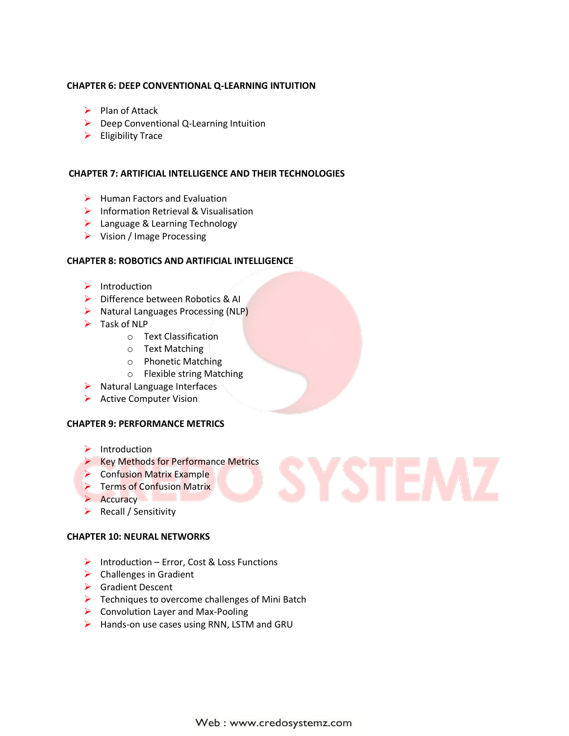**CHAPTER 6: DEEP CONVENTIONAL Q-LEARNING INTUITION**

- Plan of Attack
- Deep Conventional Q-Learning Intuition
- Eligibility Trace

**CHAPTER 7: ARTIFICIAL INTELLIGENCE AND THEIR TECHNOLOGIES**

- Human Factors and Evaluation
- Information Retrieval & Visualisation
- Language & Learning Technology
- Vision / Image Processing

**CHAPTER 8: ROBOTICS AND ARTIFICIAL INTELLIGENCE**

- Introduction
- Difference between Robotics & AI
- Natural Languages Processing (NLP)
- Task of NLP
    - Text Classification
    - Text Matching
    - Phonetic Matching
    - Flexible string Matching
- Natural Language Interfaces
- Active Computer Vision

**CHAPTER 9: PERFORMANCE METRICS**

- Introduction
- Key Methods for Performance Metrics
- Confusion Matrix Example
- Terms of Confusion Matrix
- Accuracy
- Recall / Sensitivity

**CHAPTER 10: NEURAL NETWORKS**

- Introduction – Error, Cost & Loss Functions
- Challenges in Gradient
- Gradient Descent
- Techniques to overcome challenges of Mini Batch
- Convolution Layer and Max-Pooling
- Hands-on use cases using RNN, LSTM and GRU